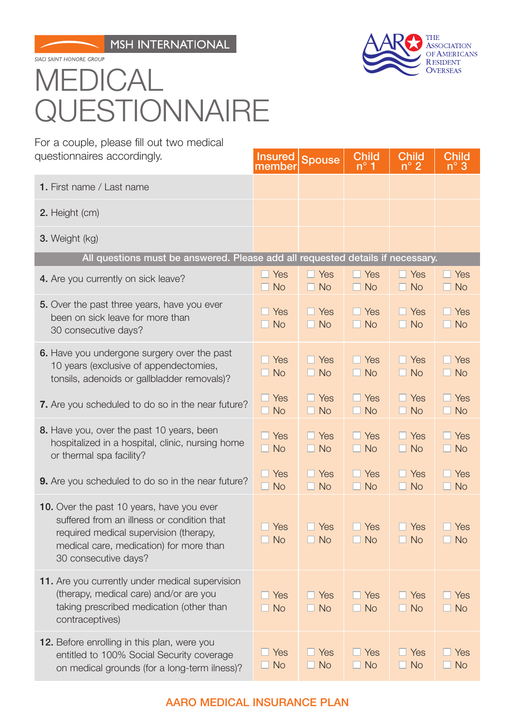MSH INTERNATIONAL

SIACI SAINT HONORE GROUP

THE ASSOCIATION OF AMERICANS RESIDENT OVERSEAS

# MEDICAL QUESTIONNAIRE

For a couple, please fill out two medical questionnaires accordingly.

| | Insured member | Spouse | Child n° 1 | Child n° 2 | Child n° 3 |
|---|---|---|---|---|---|
| **1.** First name / Last name | | | | | |
| **2.** Height (cm) | | | | | |
| **3.** Weight (kg) | | | | | |
| All questions must be answered. Please add all requested details if necessary. | | | | | |
| **4.** Are you currently on sick leave? | ☐ Yes ☐ No | ☐ Yes ☐ No | ☐ Yes ☐ No | ☐ Yes ☐ No | ☐ Yes ☐ No |
| **5.** Over the past three years, have you ever been on sick leave for more than 30 consecutive days? | ☐ Yes ☐ No | ☐ Yes ☐ No | ☐ Yes ☐ No | ☐ Yes ☐ No | ☐ Yes ☐ No |
| **6.** Have you undergone surgery over the past 10 years (exclusive of appendectomies, tonsils, adenoids or gallbladder removals)? | ☐ Yes ☐ No | ☐ Yes ☐ No | ☐ Yes ☐ No | ☐ Yes ☐ No | ☐ Yes ☐ No |
| **7.** Are you scheduled to do so in the near future? | ☐ Yes ☐ No | ☐ Yes ☐ No | ☐ Yes ☐ No | ☐ Yes ☐ No | ☐ Yes ☐ No |
| **8.** Have you, over the past 10 years, been hospitalized in a hospital, clinic, nursing home or thermal spa facility? | ☐ Yes ☐ No | ☐ Yes ☐ No | ☐ Yes ☐ No | ☐ Yes ☐ No | ☐ Yes ☐ No |
| **9.** Are you scheduled to do so in the near future? | ☐ Yes ☐ No | ☐ Yes ☐ No | ☐ Yes ☐ No | ☐ Yes ☐ No | ☐ Yes ☐ No |
| **10.** Over the past 10 years, have you ever suffered from an illness or condition that required medical supervision (therapy, medical care, medication) for more than 30 consecutive days? | ☐ Yes ☐ No | ☐ Yes ☐ No | ☐ Yes ☐ No | ☐ Yes ☐ No | ☐ Yes ☐ No |
| **11.** Are you currently under medical supervision (therapy, medical care) and/or are you taking prescribed medication (other than contraceptives) | ☐ Yes ☐ No | ☐ Yes ☐ No | ☐ Yes ☐ No | ☐ Yes ☐ No | ☐ Yes ☐ No |
| **12.** Before enrolling in this plan, were you entitled to 100% Social Security coverage on medical grounds (for a long-term ilness)? | ☐ Yes ☐ No | ☐ Yes ☐ No | ☐ Yes ☐ No | ☐ Yes ☐ No | ☐ Yes ☐ No |

AARO MEDICAL INSURANCE PLAN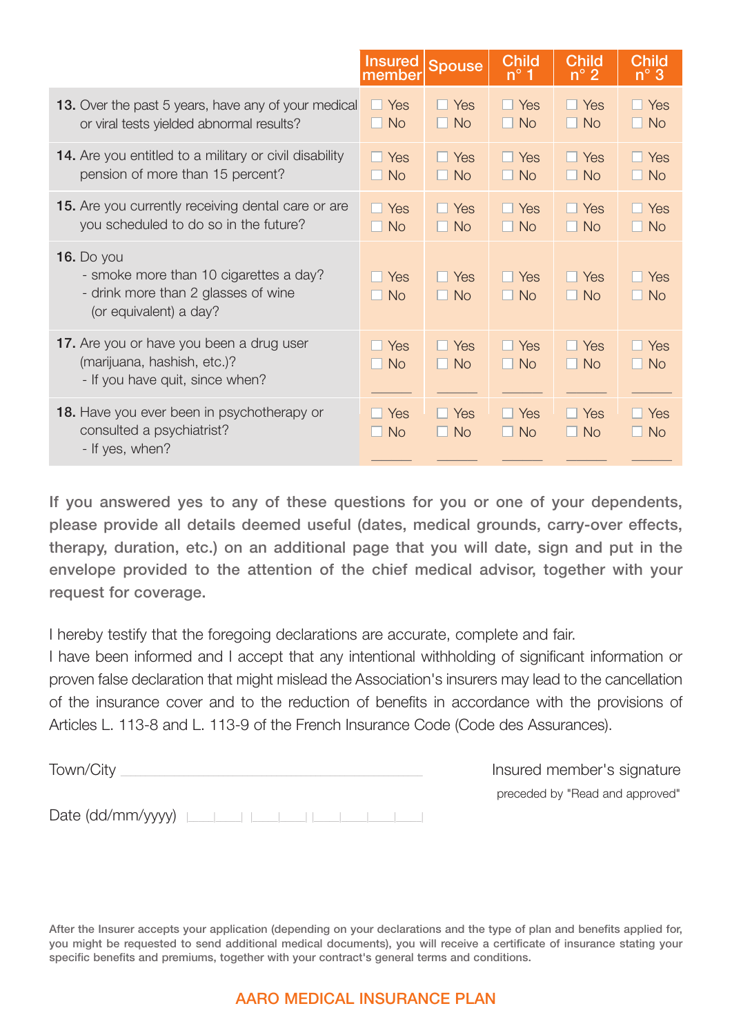| | Insured member | Spouse | Child n° 1 | Child n° 2 | Child n° 3 |
|---|---|---|---|---|---|
| **13.** Over the past 5 years, have any of your medical or viral tests yielded abnormal results? | ☐ Yes ☐ No | ☐ Yes ☐ No | ☐ Yes ☐ No | ☐ Yes ☐ No | ☐ Yes ☐ No |
| **14.** Are you entitled to a military or civil disability pension of more than 15 percent? | ☐ Yes ☐ No | ☐ Yes ☐ No | ☐ Yes ☐ No | ☐ Yes ☐ No | ☐ Yes ☐ No |
| **15.** Are you currently receiving dental care or are you scheduled to do so in the future? | ☐ Yes ☐ No | ☐ Yes ☐ No | ☐ Yes ☐ No | ☐ Yes ☐ No | ☐ Yes ☐ No |
| **16.** Do you - smoke more than 10 cigarettes a day? - drink more than 2 glasses of wine (or equivalent) a day? | ☐ Yes ☐ No | ☐ Yes ☐ No | ☐ Yes ☐ No | ☐ Yes ☐ No | ☐ Yes ☐ No |
| **17.** Are you or have you been a drug user (marijuana, hashish, etc.)? - If you have quit, since when? | ☐ Yes ☐ No ______ | ☐ Yes ☐ No ______ | ☐ Yes ☐ No ______ | ☐ Yes ☐ No ______ | ☐ Yes ☐ No ______ |
| **18.** Have you ever been in psychotherapy or consulted a psychiatrist? - If yes, when? | ☐ Yes ☐ No ______ | ☐ Yes ☐ No ______ | ☐ Yes ☐ No ______ | ☐ Yes ☐ No ______ | ☐ Yes ☐ No ______ |

**If you answered yes to any of these questions for you or one of your dependents, please provide all details deemed useful (dates, medical grounds, carry-over effects, therapy, duration, etc.) on an additional page that you will date, sign and put in the envelope provided to the attention of the chief medical advisor, together with your request for coverage.**

I hereby testify that the foregoing declarations are accurate, complete and fair.
I have been informed and I accept that any intentional withholding of significant information or proven false declaration that might mislead the Association's insurers may lead to the cancellation of the insurance cover and to the reduction of benefits in accordance with the provisions of Articles L. 113-8 and L. 113-9 of the French Insurance Code (Code des Assurances).

Town/City ______________________________

Insured member's signature
preceded by "Read and approved"

Date (dd/mm/yyyy) __ __ / __ __ / __ __ __ __

After the Insurer accepts your application (depending on your declarations and the type of plan and benefits applied for, you might be requested to send additional medical documents), you will receive a certificate of insurance stating your specific benefits and premiums, together with your contract's general terms and conditions.

AARO MEDICAL INSURANCE PLAN